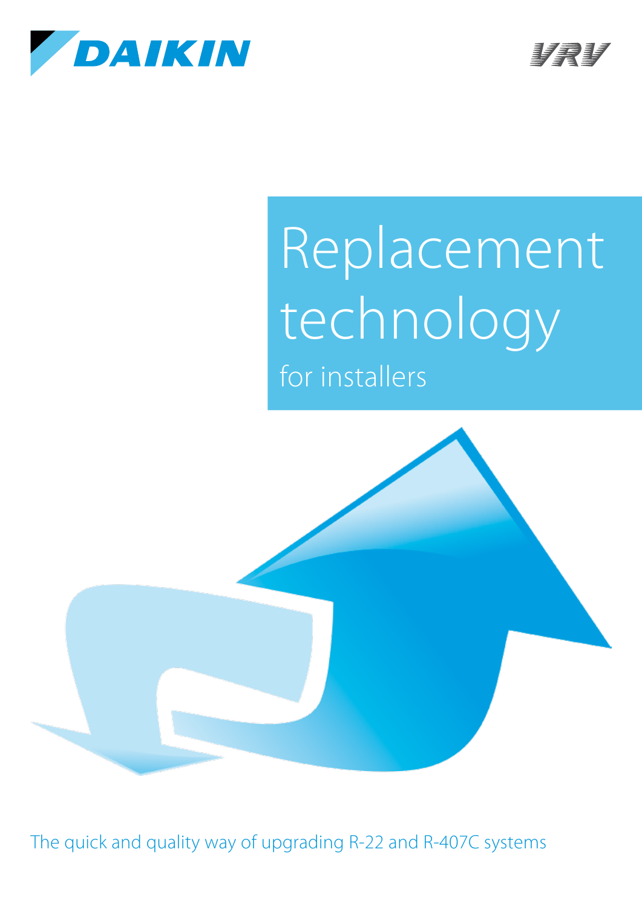DAIKIN

VRV

# Replacement technology

for installers

The quick and quality way of upgrading R-22 and R-407C systems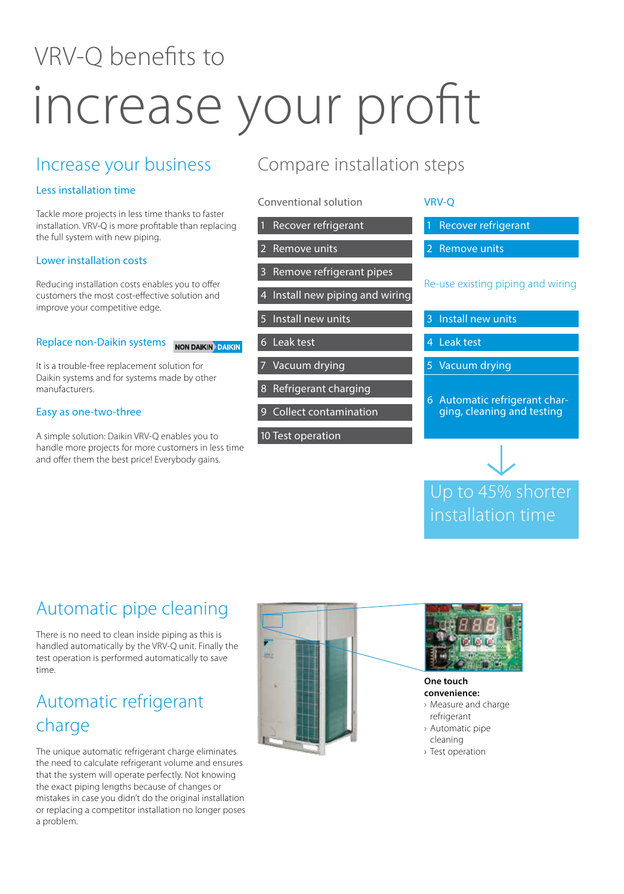# VRV-Q benefits to

# increase your profit

## Increase your business

### Less installation time

Tackle more projects in less time thanks to faster installation. VRV-Q is more profitable than replacing the full system with new piping.

### Lower installation costs

Reducing installation costs enables you to offer customers the most cost-effective solution and improve your competitive edge.

### Replace non-Daikin systems

NON DAIKIN › DAIKIN

It is a trouble-free replacement solution for Daikin systems and for systems made by other manufacturers.

### Easy as one-two-three

A simple solution: Daikin VRV-Q enables you to handle more projects for more customers in less time and offer them the best price! Everybody gains.

## Compare installation steps

| Conventional solution | VRV-Q |
|---|---|
| 1 Recover refrigerant | 1 Recover refrigerant |
| 2 Remove units | 2 Remove units |
| 3 Remove refrigerant pipes | Re-use existing piping and wiring |
| 4 Install new piping and wiring | |
| 5 Install new units | 3 Install new units |
| 6 Leak test | 4 Leak test |
| 7 Vacuum drying | 5 Vacuum drying |
| 8 Refrigerant charging | 6 Automatic refrigerant charging, cleaning and testing |
| 9 Collect contamination | |
| 10 Test operation | |

Up to 45% shorter installation time

## Automatic pipe cleaning

There is no need to clean inside piping as this is handled automatically by the VRV-Q unit. Finally the test operation is performed automatically to save time.

## Automatic refrigerant charge

The unique automatic refrigerant charge eliminates the need to calculate refrigerant volume and ensures that the system will operate perfectly. Not knowing the exact piping lengths because of changes or mistakes in case you didn't do the original installation or replacing a competitor installation no longer poses a problem.

**One touch convenience:**

- Measure and charge refrigerant
- Automatic pipe cleaning
- Test operation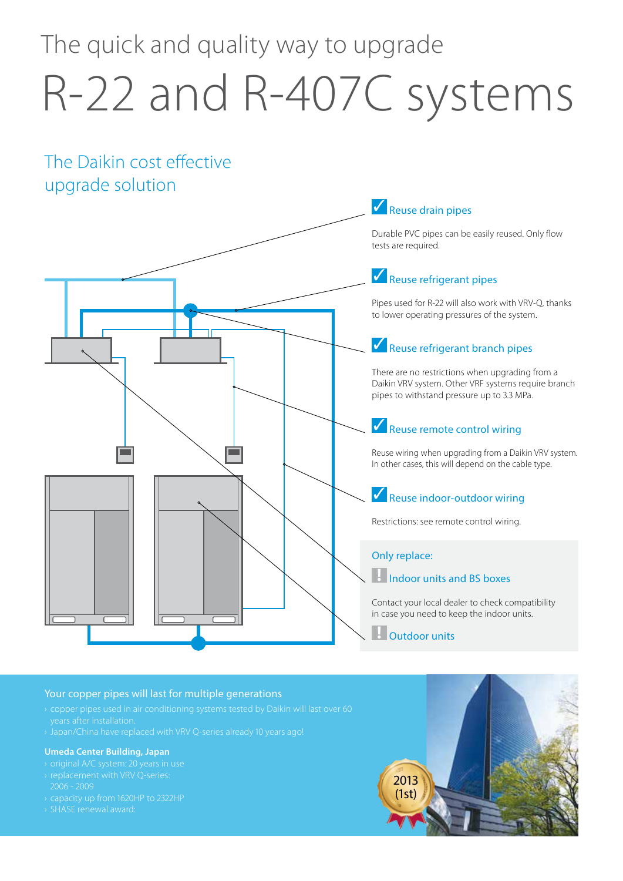# The quick and quality way to upgrade R-22 and R-407C systems

## The Daikin cost effective upgrade solution

### ✓ Reuse drain pipes

Durable PVC pipes can be easily reused. Only flow tests are required.

### ✓ Reuse refrigerant pipes

Pipes used for R-22 will also work with VRV-Q, thanks to lower operating pressures of the system.

### ✓ Reuse refrigerant branch pipes

There are no restrictions when upgrading from a Daikin VRV system. Other VRF systems require branch pipes to withstand pressure up to 3.3 MPa.

### ✓ Reuse remote control wiring

Reuse wiring when upgrading from a Daikin VRV system. In other cases, this will depend on the cable type.

### ✓ Reuse indoor-outdoor wiring

Restrictions: see remote control wiring.

**Only replace:**

### ! Indoor units and BS boxes

Contact your local dealer to check compatibility in case you need to keep the indoor units.

### ! Outdoor units

## Your copper pipes will last for multiple generations

- copper pipes used in air conditioning systems tested by Daikin will last over 60 years after installation.
- Japan/China have replaced with VRV Q-series already 10 years ago!

**Umeda Center Building, Japan**

- original A/C system: 20 years in use
- replacement with VRV Q-series: 2006 - 2009
- capacity up from 1620HP to 2322HP
- SHASE renewal award: 2013 (1st)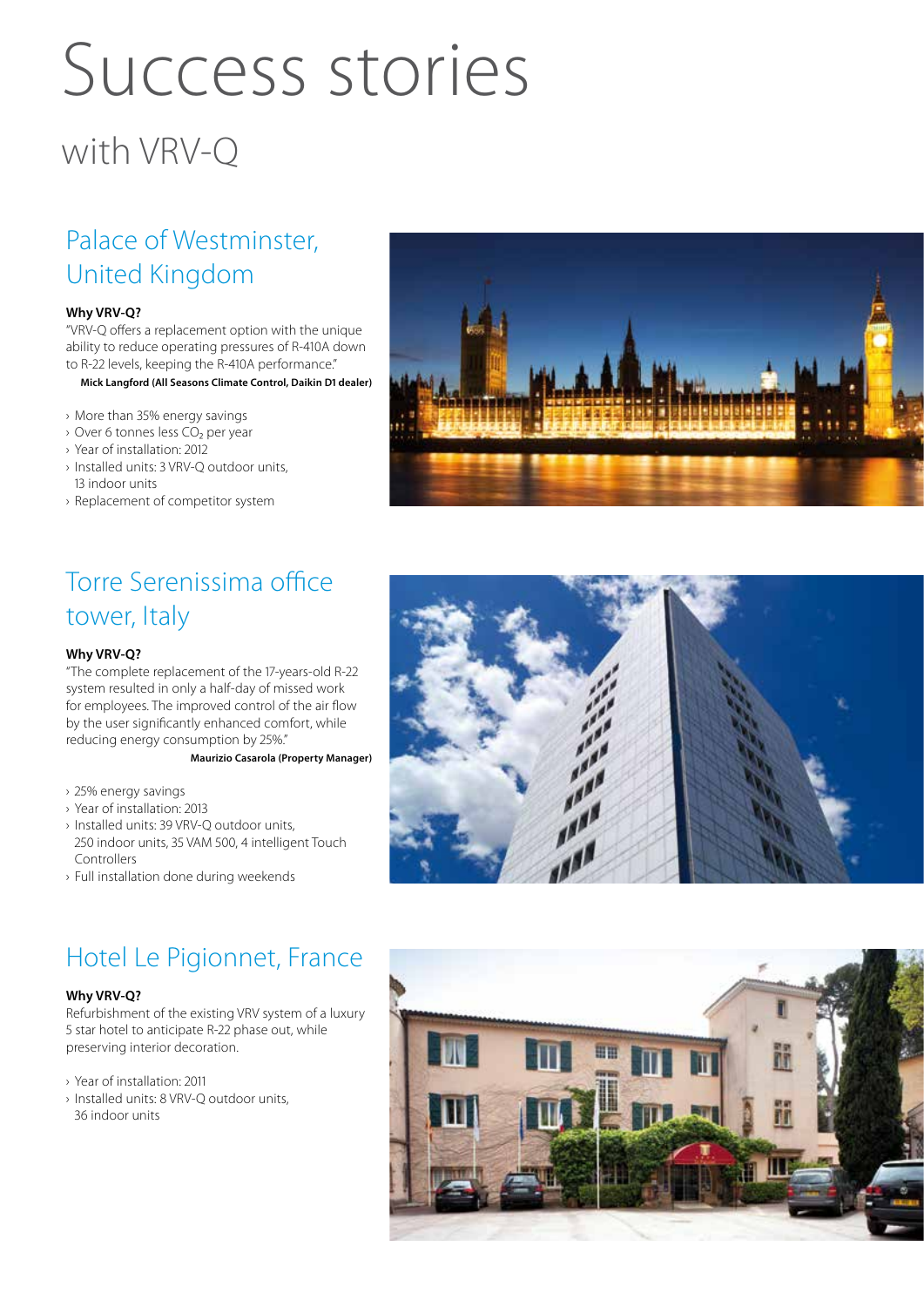# Success stories

## with VRV-Q

### Palace of Westminster, United Kingdom

**Why VRV-Q?**

"VRV-Q offers a replacement option with the unique ability to reduce operating pressures of R-410A down to R-22 levels, keeping the R-410A performance."

**Mick Langford (All Seasons Climate Control, Daikin D1 dealer)**

- More than 35% energy savings
- Over 6 tonnes less $CO_2$ per year
- Year of installation: 2012
- Installed units: 3 VRV-Q outdoor units, 13 indoor units
- Replacement of competitor system

### Torre Serenissima office tower, Italy

**Why VRV-Q?**

"The complete replacement of the 17-years-old R-22 system resulted in only a half-day of missed work for employees. The improved control of the air flow by the user significantly enhanced comfort, while reducing energy consumption by 25%."

**Maurizio Casarola (Property Manager)**

- 25% energy savings
- Year of installation: 2013
- Installed units: 39 VRV-Q outdoor units, 250 indoor units, 35 VAM 500, 4 intelligent Touch Controllers
- Full installation done during weekends

### Hotel Le Pigionnet, France

**Why VRV-Q?**

Refurbishment of the existing VRV system of a luxury 5 star hotel to anticipate R-22 phase out, while preserving interior decoration.

- Year of installation: 2011
- Installed units: 8 VRV-Q outdoor units, 36 indoor units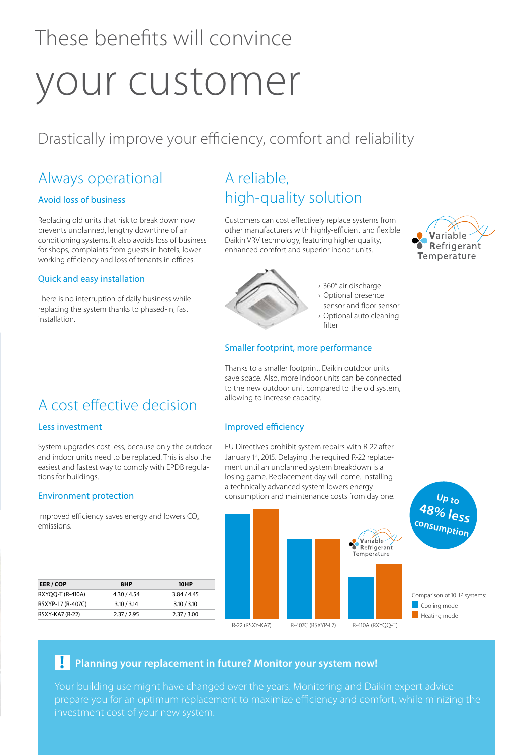# These benefits will convince your customer

## Drastically improve your efficiency, comfort and reliability

## Always operational

### Avoid loss of business

Replacing old units that risk to break down now prevents unplanned, lengthy downtime of air conditioning systems. It also avoids loss of business for shops, complaints from guests in hotels, lower working efficiency and loss of tenants in offices.

### Quick and easy installation

There is no interruption of daily business while replacing the system thanks to phased-in, fast installation.

## A cost effective decision

### Less investment

System upgrades cost less, because only the outdoor and indoor units need to be replaced. This is also the easiest and fastest way to comply with EPDB regulations for buildings.

### Environment protection

Improved efficiency saves energy and lowers $CO_2$ emissions.

| EER / COP | 8HP | 10HP |
|---|---|---|
| RXYQQ-T (R-410A) | 4.30 / 4.54 | 3.84 / 4.45 |
| RSXYP-L7 (R-407C) | 3.10 / 3.14 | 3.10 / 3.10 |
| RSXY-KA7 (R-22) | 2.37 / 2.95 | 2.37 / 3.00 |

## A reliable, high-quality solution

Customers can cost effectively replace systems from other manufacturers with highly-efficient and flexible Daikin VRV technology, featuring higher quality, enhanced comfort and superior indoor units.

Variable Refrigerant Temperature

- 360° air discharge
- Optional presence sensor and floor sensor
- Optional auto cleaning filter

### Smaller footprint, more performance

Thanks to a smaller footprint, Daikin outdoor units save space. Also, more indoor units can be connected to the new outdoor unit compared to the old system, allowing to increase capacity.

### Improved efficiency

EU Directives prohibit system repairs with R-22 after January 1st, 2015. Delaying the required R-22 replacement until an unplanned system breakdown is a losing game. Replacement day will come. Installing a technically advanced system lowers energy consumption and maintenance costs from day one.

Up to 48% less consumption

R-22 (RSXY-KA7) | R-407C (RSXYP-L7) | R-410A (RXYQQ-T) — Variable Refrigerant Temperature

Comparison of 10HP systems:
- Cooling mode
- Heating mode

### ! Planning your replacement in future? Monitor your system now!

Your building use might have changed over the years. Monitoring and Daikin expert advice prepare you for an optimum replacement to maximize efficiency and comfort, while minizing the investment cost of your new system.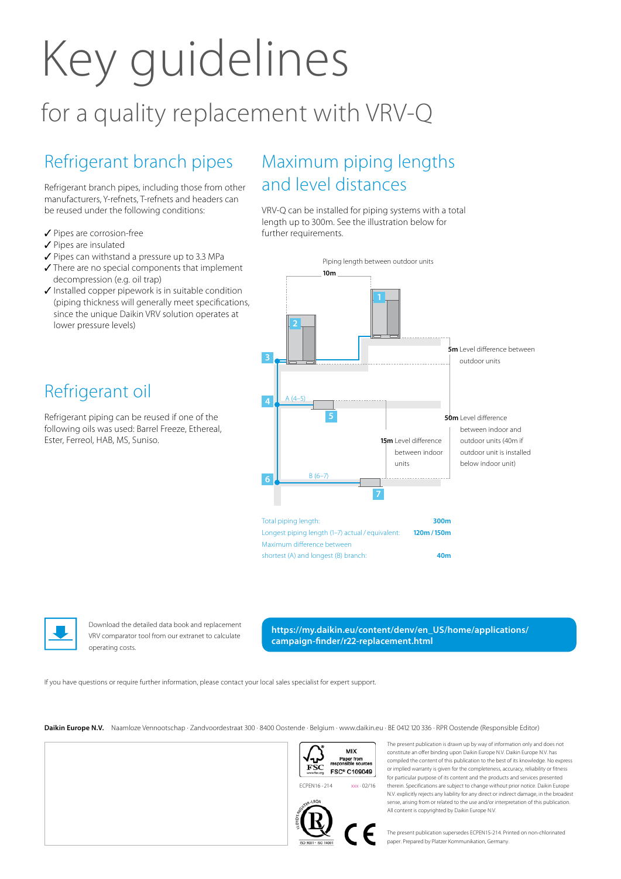# Key guidelines

## for a quality replacement with VRV-Q

## Refrigerant branch pipes

Refrigerant branch pipes, including those from other manufacturers, Y-refnets, T-refnets and headers can be reused under the following conditions:

- ✓ Pipes are corrosion-free
- ✓ Pipes are insulated
- ✓ Pipes can withstand a pressure up to 3.3 MPa
- ✓ There are no special components that implement decompression (e.g. oil trap)
- ✓ Installed copper pipework is in suitable condition (piping thickness will generally meet specifications, since the unique Daikin VRV solution operates at lower pressure levels)

## Refrigerant oil

Refrigerant piping can be reused if one of the following oils was used: Barrel Freeze, Ethereal, Ester, Ferreol, HAB, MS, Suniso.

## Maximum piping lengths and level distances

VRV-Q can be installed for piping systems with a total length up to 300m. See the illustration below for further requirements.

Piping length between outdoor units
**10m**

**5m** Level difference between outdoor units

**50m** Level difference between indoor and outdoor units (40m if outdoor unit is installed below indoor unit)

**15m** Level difference between indoor units

A (4–5)

B (6–7)

1 2 3 4 5 6 7

| | |
|---|---|
| Total piping length: | **300m** |
| Longest piping length (1–7) actual / equivalent: | **120m / 150m** |
| Maximum difference between shortest (A) and longest (B) branch: | **40m** |

Download the detailed data book and replacement VRV comparator tool from our extranet to calculate operating costs.

**https://my.daikin.eu/content/denv/en_US/home/applications/campaign-finder/r22-replacement.html**

If you have questions or require further information, please contact your local sales specialist for expert support.

**Daikin Europe N.V.** Naamloze Vennootschap · Zandvoordestraat 300 · 8400 Oostende · Belgium · www.daikin.eu · BE 0412 120 336 · RPR Oostende (Responsible Editor)

MIX
Paper from responsible sources
FSC® C109049

ECPEN16 - 214 xxx · 02/16

The present publication is drawn up by way of information only and does not constitute an offer binding upon Daikin Europe N.V. Daikin Europe N.V. has compiled the content of this publication to the best of its knowledge. No express or implied warranty is given for the completeness, accuracy, reliability or fitness for particular purpose of its content and the products and services presented therein. Specifications are subject to change without prior notice. Daikin Europe N.V. explicitly rejects any liability for any direct or indirect damage, in the broadest sense, arising from or related to the use and/or interpretation of this publication. All content is copyrighted by Daikin Europe N.V.

The present publication supersedes ECPEN15-214. Printed on non-chlorinated paper. Prepared by Platzer Kommunikation, Germany.